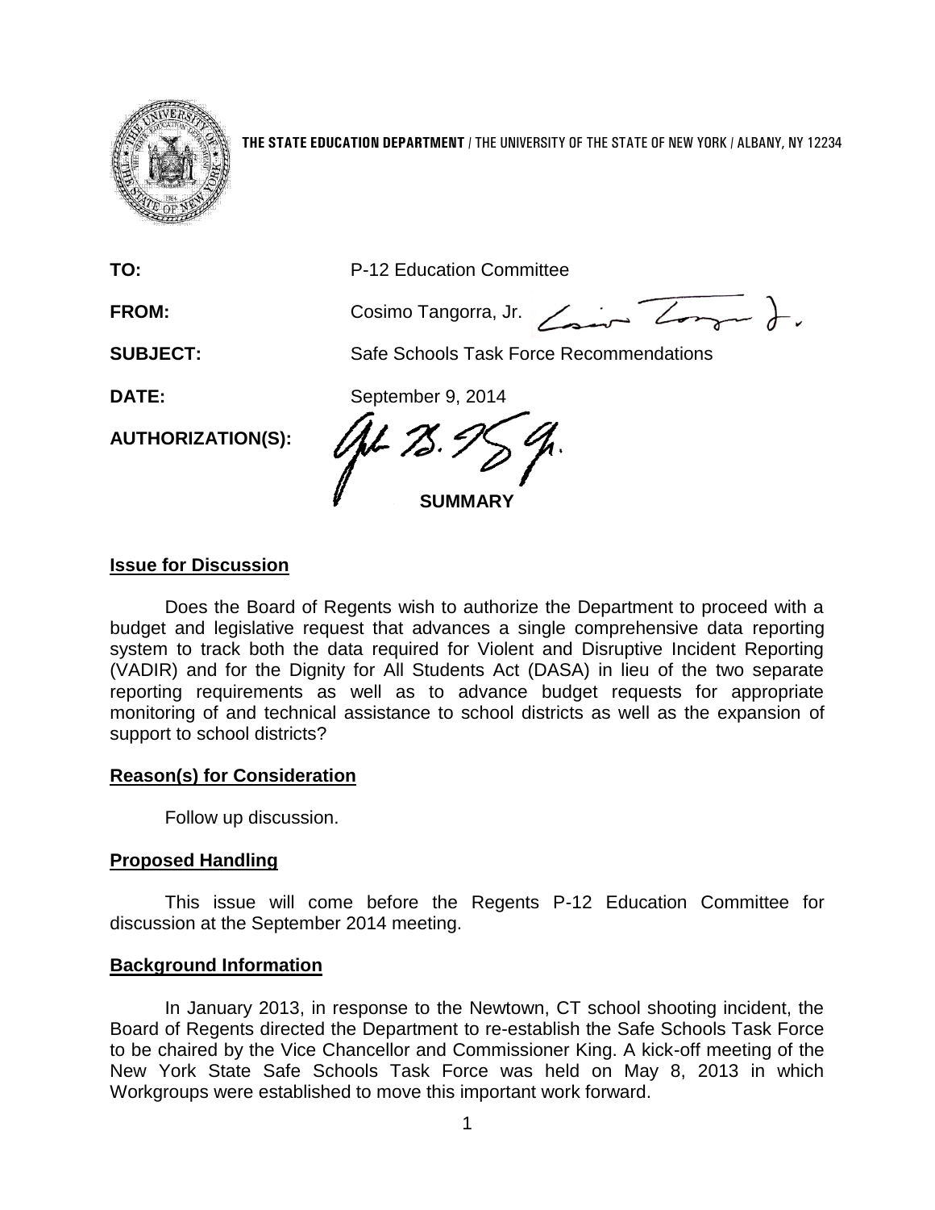**THE STATE EDUCATION DEPARTMENT** / THE UNIVERSITY OF THE STATE OF NEW YORK / ALBANY, NY 12234

**TO:** P-12 Education Committee

**FROM:** Cosimo Tangorra, Jr.

**SUBJECT:** Safe Schools Task Force Recommendations

**DATE:** September 9, 2014

**AUTHORIZATION(S):**

## SUMMARY

### Issue for Discussion

Does the Board of Regents wish to authorize the Department to proceed with a budget and legislative request that advances a single comprehensive data reporting system to track both the data required for Violent and Disruptive Incident Reporting (VADIR) and for the Dignity for All Students Act (DASA) in lieu of the two separate reporting requirements as well as to advance budget requests for appropriate monitoring of and technical assistance to school districts as well as the expansion of support to school districts?

### Reason(s) for Consideration

Follow up discussion.

### Proposed Handling

This issue will come before the Regents P-12 Education Committee for discussion at the September 2014 meeting.

### Background Information

In January 2013, in response to the Newtown, CT school shooting incident, the Board of Regents directed the Department to re-establish the Safe Schools Task Force to be chaired by the Vice Chancellor and Commissioner King. A kick-off meeting of the New York State Safe Schools Task Force was held on May 8, 2013 in which Workgroups were established to move this important work forward.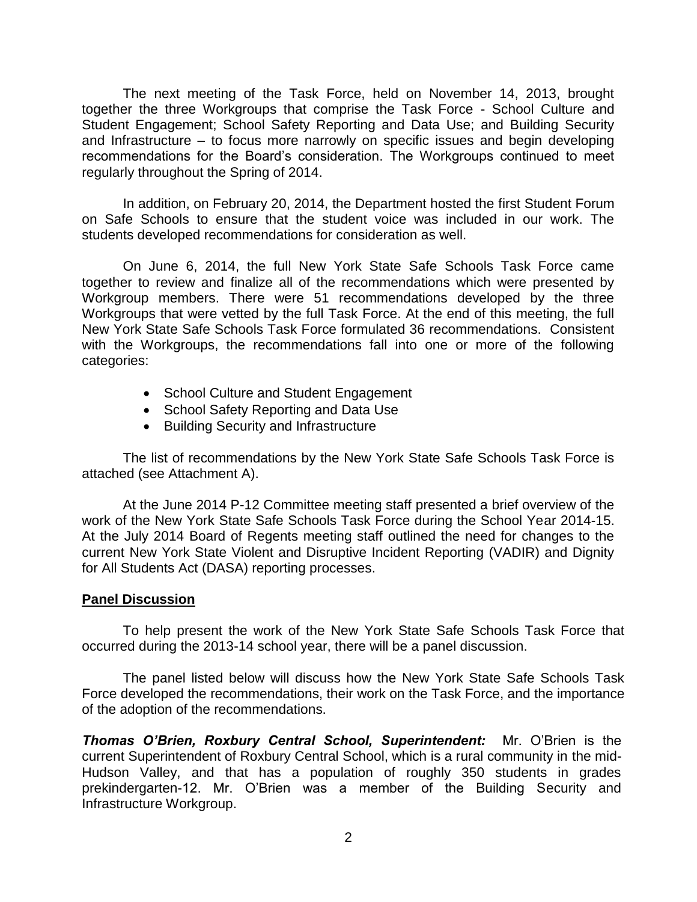The next meeting of the Task Force, held on November 14, 2013, brought together the three Workgroups that comprise the Task Force - School Culture and Student Engagement; School Safety Reporting and Data Use; and Building Security and Infrastructure – to focus more narrowly on specific issues and begin developing recommendations for the Board's consideration. The Workgroups continued to meet regularly throughout the Spring of 2014.

In addition, on February 20, 2014, the Department hosted the first Student Forum on Safe Schools to ensure that the student voice was included in our work. The students developed recommendations for consideration as well.

On June 6, 2014, the full New York State Safe Schools Task Force came together to review and finalize all of the recommendations which were presented by Workgroup members. There were 51 recommendations developed by the three Workgroups that were vetted by the full Task Force. At the end of this meeting, the full New York State Safe Schools Task Force formulated 36 recommendations. Consistent with the Workgroups, the recommendations fall into one or more of the following categories:

- School Culture and Student Engagement
- School Safety Reporting and Data Use
- Building Security and Infrastructure

The list of recommendations by the New York State Safe Schools Task Force is attached (see Attachment A).

At the June 2014 P-12 Committee meeting staff presented a brief overview of the work of the New York State Safe Schools Task Force during the School Year 2014-15. At the July 2014 Board of Regents meeting staff outlined the need for changes to the current New York State Violent and Disruptive Incident Reporting (VADIR) and Dignity for All Students Act (DASA) reporting processes.

## Panel Discussion

To help present the work of the New York State Safe Schools Task Force that occurred during the 2013-14 school year, there will be a panel discussion.

The panel listed below will discuss how the New York State Safe Schools Task Force developed the recommendations, their work on the Task Force, and the importance of the adoption of the recommendations.

***Thomas O'Brien, Roxbury Central School, Superintendent:*** Mr. O'Brien is the current Superintendent of Roxbury Central School, which is a rural community in the mid-Hudson Valley, and that has a population of roughly 350 students in grades prekindergarten-12. Mr. O'Brien was a member of the Building Security and Infrastructure Workgroup.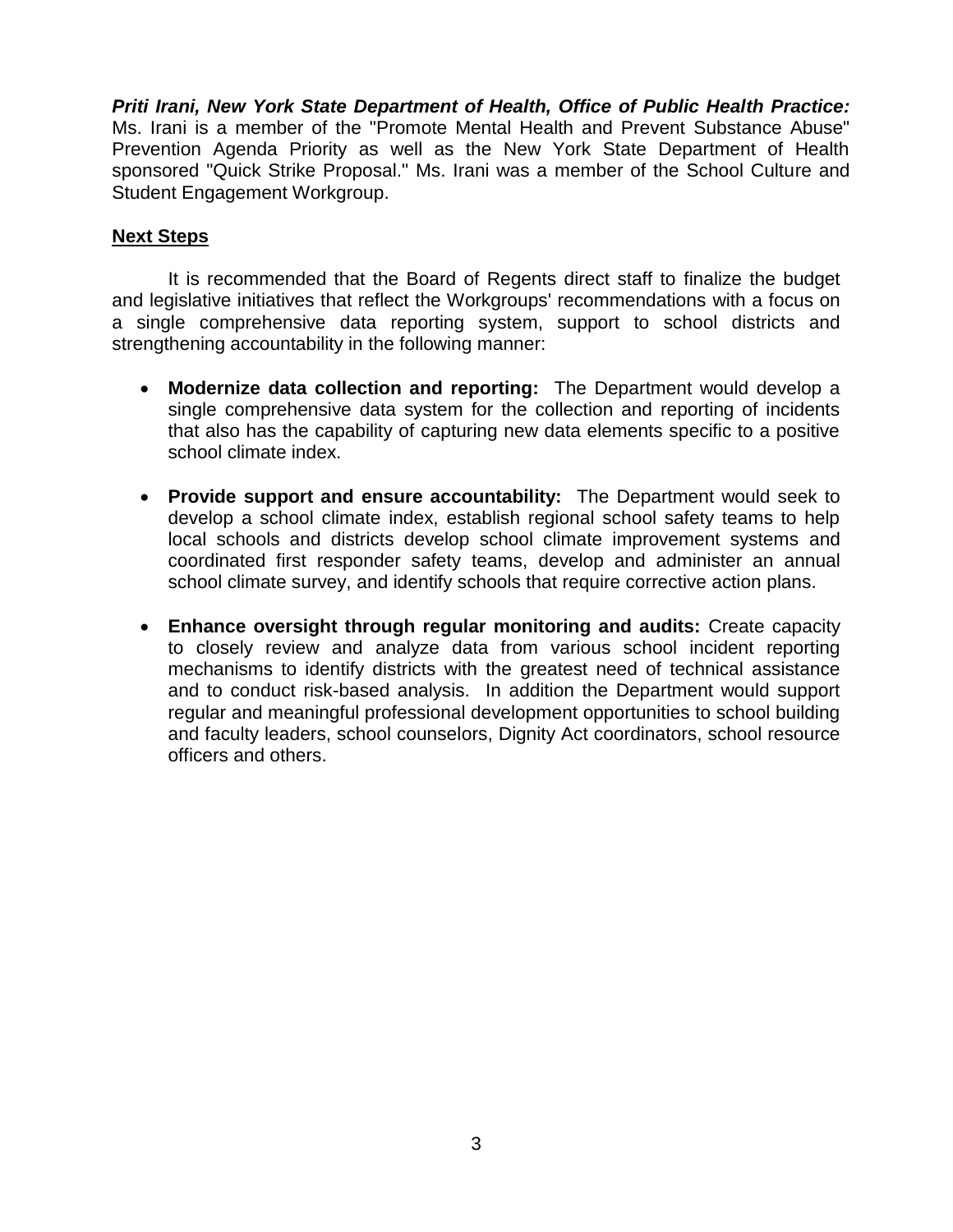***Priti Irani, New York State Department of Health, Office of Public Health Practice:*** Ms. Irani is a member of the "Promote Mental Health and Prevent Substance Abuse" Prevention Agenda Priority as well as the New York State Department of Health sponsored "Quick Strike Proposal." Ms. Irani was a member of the School Culture and Student Engagement Workgroup.

## Next Steps

It is recommended that the Board of Regents direct staff to finalize the budget and legislative initiatives that reflect the Workgroups' recommendations with a focus on a single comprehensive data reporting system, support to school districts and strengthening accountability in the following manner:

- **Modernize data collection and reporting:** The Department would develop a single comprehensive data system for the collection and reporting of incidents that also has the capability of capturing new data elements specific to a positive school climate index.

- **Provide support and ensure accountability:** The Department would seek to develop a school climate index, establish regional school safety teams to help local schools and districts develop school climate improvement systems and coordinated first responder safety teams, develop and administer an annual school climate survey, and identify schools that require corrective action plans.

- **Enhance oversight through regular monitoring and audits:** Create capacity to closely review and analyze data from various school incident reporting mechanisms to identify districts with the greatest need of technical assistance and to conduct risk-based analysis. In addition the Department would support regular and meaningful professional development opportunities to school building and faculty leaders, school counselors, Dignity Act coordinators, school resource officers and others.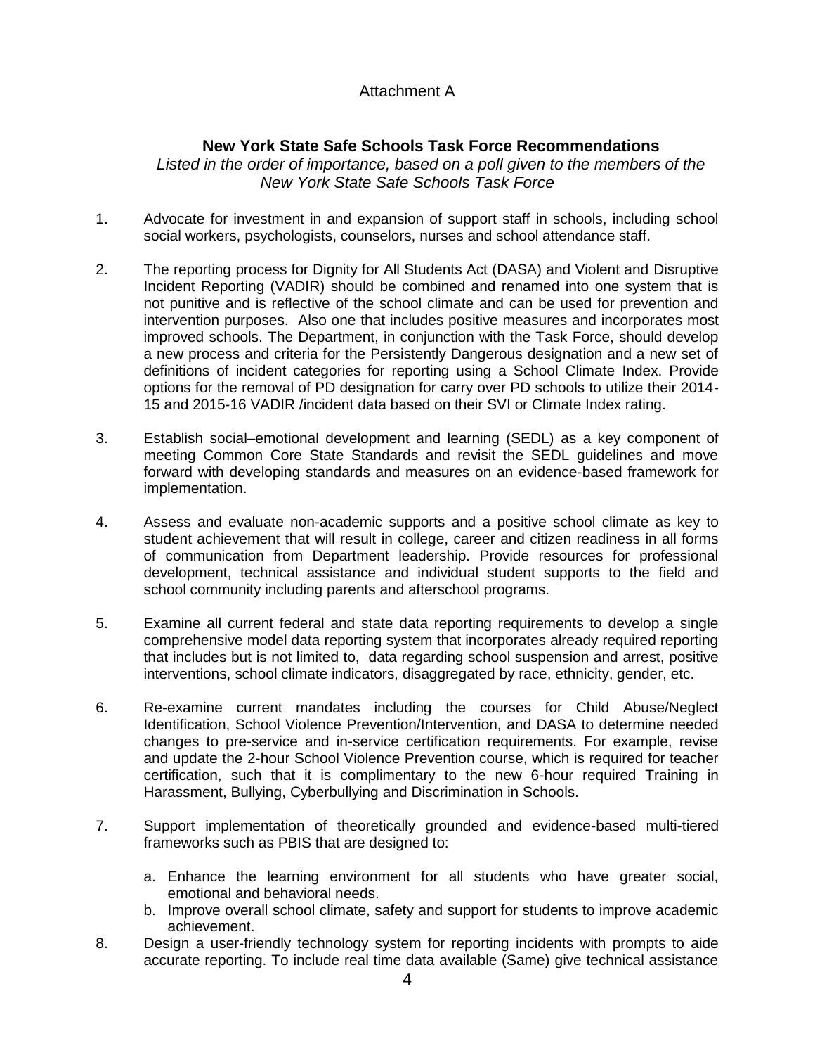Attachment A

**New York State Safe Schools Task Force Recommendations**

*Listed in the order of importance, based on a poll given to the members of the New York State Safe Schools Task Force*

1. Advocate for investment in and expansion of support staff in schools, including school social workers, psychologists, counselors, nurses and school attendance staff.

2. The reporting process for Dignity for All Students Act (DASA) and Violent and Disruptive Incident Reporting (VADIR) should be combined and renamed into one system that is not punitive and is reflective of the school climate and can be used for prevention and intervention purposes. Also one that includes positive measures and incorporates most improved schools. The Department, in conjunction with the Task Force, should develop a new process and criteria for the Persistently Dangerous designation and a new set of definitions of incident categories for reporting using a School Climate Index. Provide options for the removal of PD designation for carry over PD schools to utilize their 2014-15 and 2015-16 VADIR /incident data based on their SVI or Climate Index rating.

3. Establish social–emotional development and learning (SEDL) as a key component of meeting Common Core State Standards and revisit the SEDL guidelines and move forward with developing standards and measures on an evidence-based framework for implementation.

4. Assess and evaluate non-academic supports and a positive school climate as key to student achievement that will result in college, career and citizen readiness in all forms of communication from Department leadership. Provide resources for professional development, technical assistance and individual student supports to the field and school community including parents and afterschool programs.

5. Examine all current federal and state data reporting requirements to develop a single comprehensive model data reporting system that incorporates already required reporting that includes but is not limited to, data regarding school suspension and arrest, positive interventions, school climate indicators, disaggregated by race, ethnicity, gender, etc.

6. Re-examine current mandates including the courses for Child Abuse/Neglect Identification, School Violence Prevention/Intervention, and DASA to determine needed changes to pre-service and in-service certification requirements. For example, revise and update the 2-hour School Violence Prevention course, which is required for teacher certification, such that it is complimentary to the new 6-hour required Training in Harassment, Bullying, Cyberbullying and Discrimination in Schools.

7. Support implementation of theoretically grounded and evidence-based multi-tiered frameworks such as PBIS that are designed to:

   a. Enhance the learning environment for all students who have greater social, emotional and behavioral needs.
   b. Improve overall school climate, safety and support for students to improve academic achievement.

8. Design a user-friendly technology system for reporting incidents with prompts to aide accurate reporting. To include real time data available (Same) give technical assistance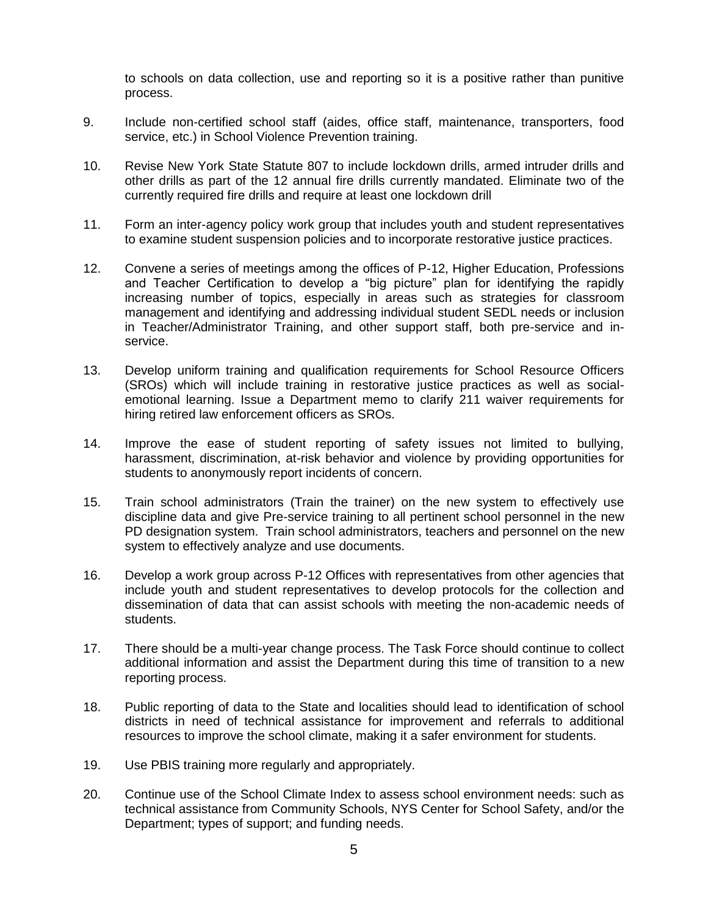to schools on data collection, use and reporting so it is a positive rather than punitive process.

9. Include non-certified school staff (aides, office staff, maintenance, transporters, food service, etc.) in School Violence Prevention training.

10. Revise New York State Statute 807 to include lockdown drills, armed intruder drills and other drills as part of the 12 annual fire drills currently mandated. Eliminate two of the currently required fire drills and require at least one lockdown drill

11. Form an inter-agency policy work group that includes youth and student representatives to examine student suspension policies and to incorporate restorative justice practices.

12. Convene a series of meetings among the offices of P-12, Higher Education, Professions and Teacher Certification to develop a "big picture" plan for identifying the rapidly increasing number of topics, especially in areas such as strategies for classroom management and identifying and addressing individual student SEDL needs or inclusion in Teacher/Administrator Training, and other support staff, both pre-service and in-service.

13. Develop uniform training and qualification requirements for School Resource Officers (SROs) which will include training in restorative justice practices as well as social-emotional learning. Issue a Department memo to clarify 211 waiver requirements for hiring retired law enforcement officers as SROs.

14. Improve the ease of student reporting of safety issues not limited to bullying, harassment, discrimination, at-risk behavior and violence by providing opportunities for students to anonymously report incidents of concern.

15. Train school administrators (Train the trainer) on the new system to effectively use discipline data and give Pre-service training to all pertinent school personnel in the new PD designation system. Train school administrators, teachers and personnel on the new system to effectively analyze and use documents.

16. Develop a work group across P-12 Offices with representatives from other agencies that include youth and student representatives to develop protocols for the collection and dissemination of data that can assist schools with meeting the non-academic needs of students.

17. There should be a multi-year change process. The Task Force should continue to collect additional information and assist the Department during this time of transition to a new reporting process.

18. Public reporting of data to the State and localities should lead to identification of school districts in need of technical assistance for improvement and referrals to additional resources to improve the school climate, making it a safer environment for students.

19. Use PBIS training more regularly and appropriately.

20. Continue use of the School Climate Index to assess school environment needs: such as technical assistance from Community Schools, NYS Center for School Safety, and/or the Department; types of support; and funding needs.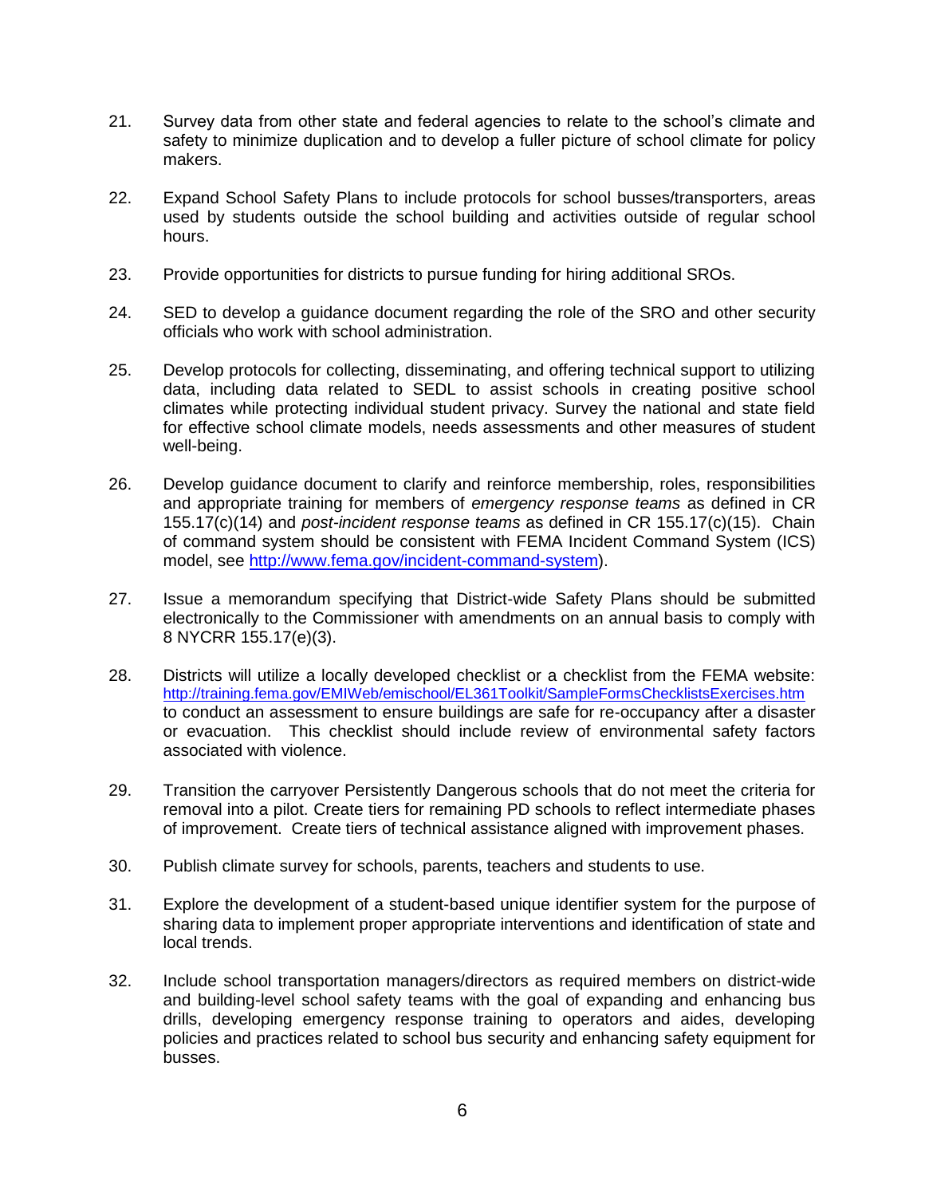21. Survey data from other state and federal agencies to relate to the school's climate and safety to minimize duplication and to develop a fuller picture of school climate for policy makers.

22. Expand School Safety Plans to include protocols for school busses/transporters, areas used by students outside the school building and activities outside of regular school hours.

23. Provide opportunities for districts to pursue funding for hiring additional SROs.

24. SED to develop a guidance document regarding the role of the SRO and other security officials who work with school administration.

25. Develop protocols for collecting, disseminating, and offering technical support to utilizing data, including data related to SEDL to assist schools in creating positive school climates while protecting individual student privacy. Survey the national and state field for effective school climate models, needs assessments and other measures of student well-being.

26. Develop guidance document to clarify and reinforce membership, roles, responsibilities and appropriate training for members of *emergency response teams* as defined in CR 155.17(c)(14) and *post-incident response teams* as defined in CR 155.17(c)(15). Chain of command system should be consistent with FEMA Incident Command System (ICS) model, see [http://www.fema.gov/incident-command-system](http://www.fema.gov/incident-command-system)).

27. Issue a memorandum specifying that District-wide Safety Plans should be submitted electronically to the Commissioner with amendments on an annual basis to comply with 8 NYCRR 155.17(e)(3).

28. Districts will utilize a locally developed checklist or a checklist from the FEMA website: [http://training.fema.gov/EMIWeb/emischool/EL361Toolkit/SampleFormsChecklistsExercises.htm](http://training.fema.gov/EMIWeb/emischool/EL361Toolkit/SampleFormsChecklistsExercises.htm) to conduct an assessment to ensure buildings are safe for re-occupancy after a disaster or evacuation. This checklist should include review of environmental safety factors associated with violence.

29. Transition the carryover Persistently Dangerous schools that do not meet the criteria for removal into a pilot. Create tiers for remaining PD schools to reflect intermediate phases of improvement. Create tiers of technical assistance aligned with improvement phases.

30. Publish climate survey for schools, parents, teachers and students to use.

31. Explore the development of a student-based unique identifier system for the purpose of sharing data to implement proper appropriate interventions and identification of state and local trends.

32. Include school transportation managers/directors as required members on district-wide and building-level school safety teams with the goal of expanding and enhancing bus drills, developing emergency response training to operators and aides, developing policies and practices related to school bus security and enhancing safety equipment for busses.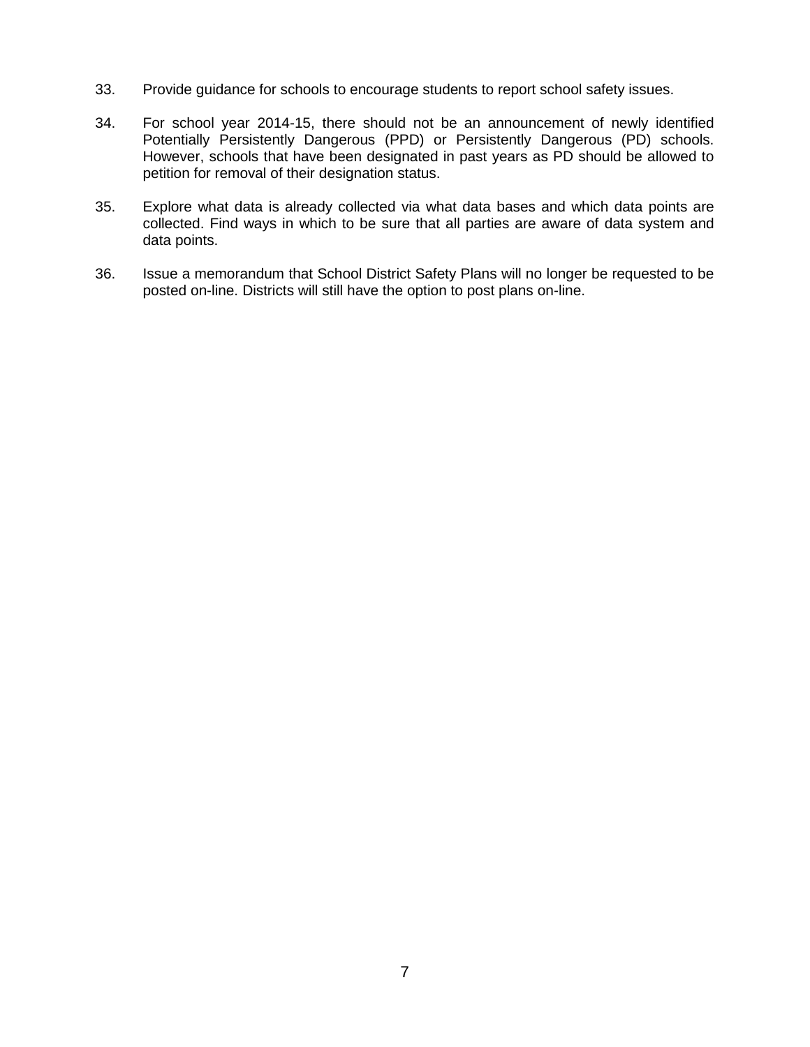33. Provide guidance for schools to encourage students to report school safety issues.

34. For school year 2014-15, there should not be an announcement of newly identified Potentially Persistently Dangerous (PPD) or Persistently Dangerous (PD) schools. However, schools that have been designated in past years as PD should be allowed to petition for removal of their designation status.

35. Explore what data is already collected via what data bases and which data points are collected. Find ways in which to be sure that all parties are aware of data system and data points.

36. Issue a memorandum that School District Safety Plans will no longer be requested to be posted on-line. Districts will still have the option to post plans on-line.